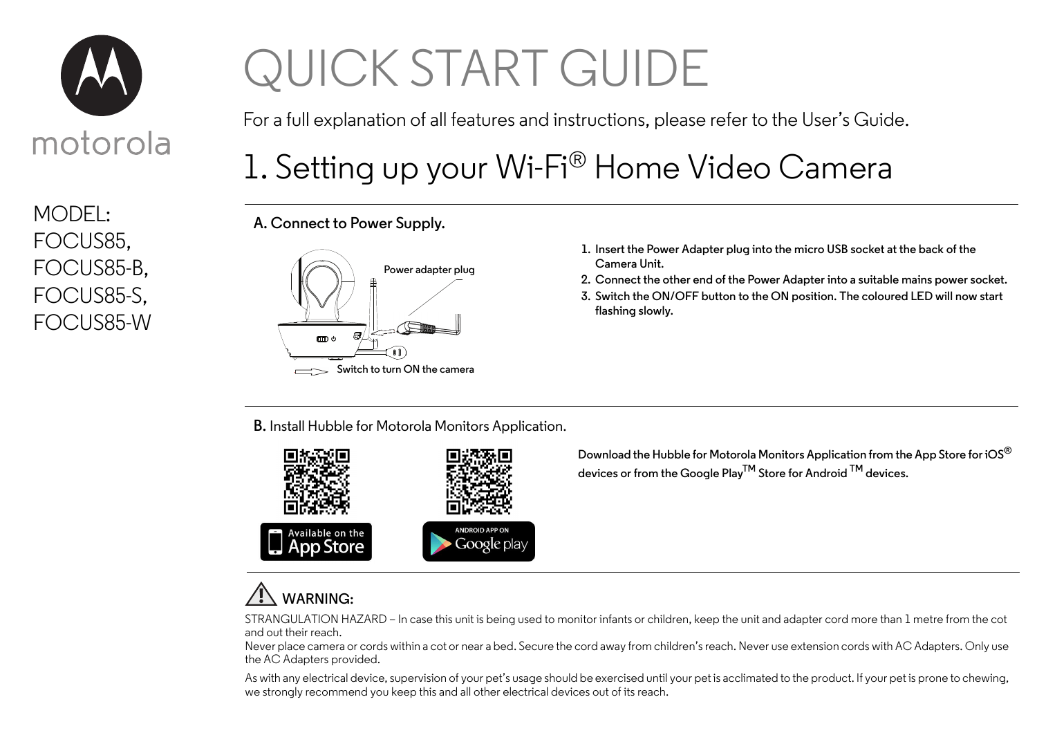motorola

MODEL:
FOCUS85,
FOCUS85-B,
FOCUS85-S,
FOCUS85-W

# QUICK START GUIDE

For a full explanation of all features and instructions, please refer to the User's Guide.

## 1. Setting up your Wi-Fi® Home Video Camera

### A. Connect to Power Supply.

Power adapter plug

Switch to turn ON the camera

1. Insert the Power Adapter plug into the micro USB socket at the back of the Camera Unit.
2. Connect the other end of the Power Adapter into a suitable mains power socket.
3. Switch the ON/OFF button to the ON position. The coloured LED will now start flashing slowly.

### B. Install Hubble for Motorola Monitors Application.

Available on the App Store

ANDROID APP ON Google play

Download the Hubble for Motorola Monitors Application from the App Store for iOS® devices or from the Google Play™ Store for Android ™ devices.

**WARNING:**

STRANGULATION HAZARD – In case this unit is being used to monitor infants or children, keep the unit and adapter cord more than 1 metre from the cot and out their reach.
Never place camera or cords within a cot or near a bed. Secure the cord away from children's reach. Never use extension cords with AC Adapters. Only use the AC Adapters provided.

As with any electrical device, supervision of your pet's usage should be exercised until your pet is acclimated to the product. If your pet is prone to chewing, we strongly recommend you keep this and all other electrical devices out of its reach.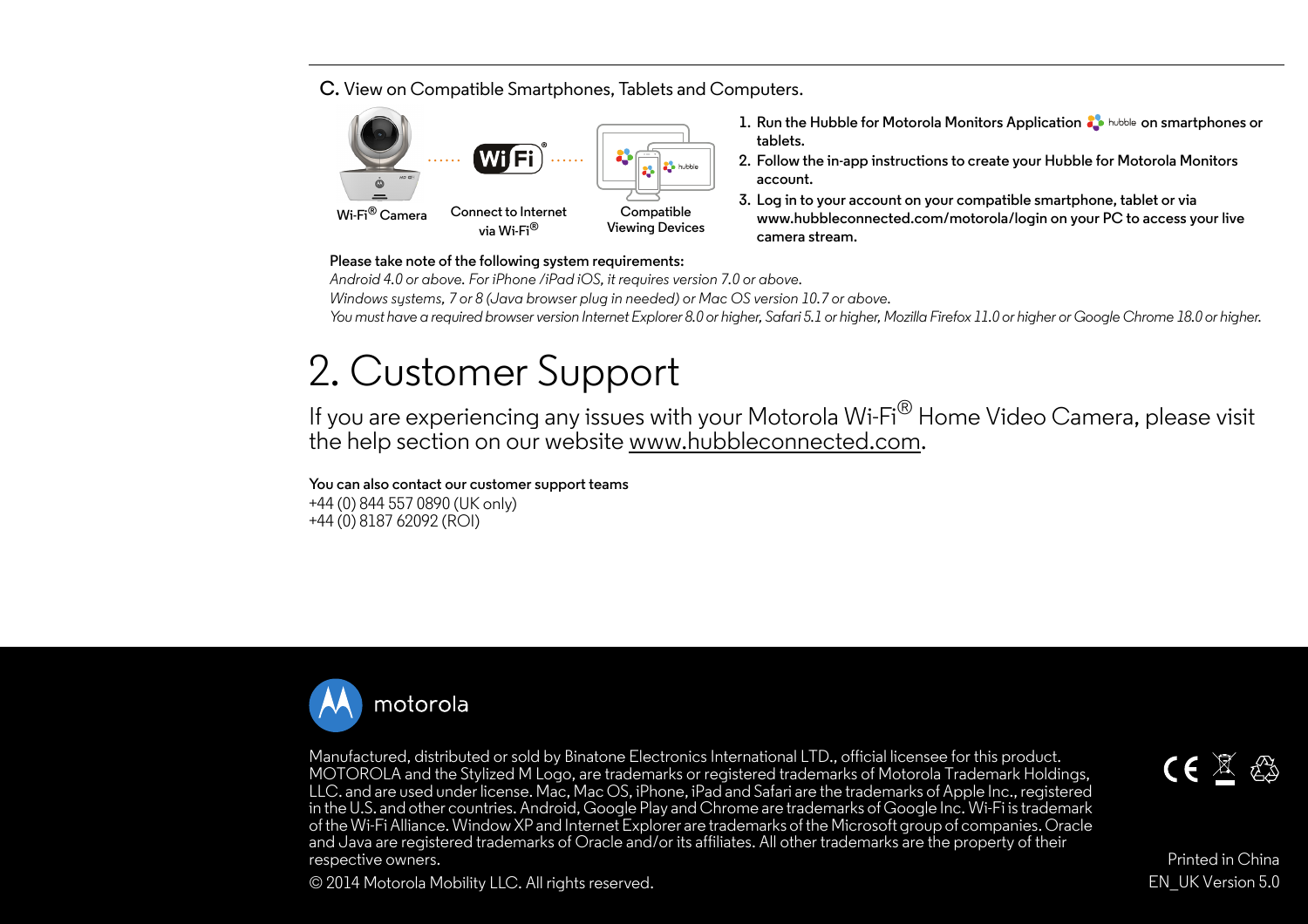## C. View on Compatible Smartphones, Tablets and Computers.

Wi-Fi® Camera

Connect to Internet via Wi-Fi®

Compatible Viewing Devices

1. Run the Hubble for Motorola Monitors Application hubble on smartphones or tablets.
2. Follow the in-app instructions to create your Hubble for Motorola Monitors account.
3. Log in to your account on your compatible smartphone, tablet or via www.hubbleconnected.com/motorola/login on your PC to access your live camera stream.

**Please take note of the following system requirements:**

*Android 4.0 or above. For iPhone /iPad iOS, it requires version 7.0 or above.*

*Windows systems, 7 or 8 (Java browser plug in needed) or Mac OS version 10.7 or above.*

*You must have a required browser version Internet Explorer 8.0 or higher, Safari 5.1 or higher, Mozilla Firefox 11.0 or higher or Google Chrome 18.0 or higher.*

# 2. Customer Support

If you are experiencing any issues with your Motorola Wi-Fi® Home Video Camera, please visit the help section on our website www.hubbleconnected.com.

**You can also contact our customer support teams**

+44 (0) 844 557 0890 (UK only)
+44 (0) 8187 62092 (ROI)

motorola

Manufactured, distributed or sold by Binatone Electronics International LTD., official licensee for this product. MOTOROLA and the Stylized M Logo, are trademarks or registered trademarks of Motorola Trademark Holdings, LLC. and are used under license. Mac, Mac OS, iPhone, iPad and Safari are the trademarks of Apple Inc., registered in the U.S. and other countries. Android, Google Play and Chrome are trademarks of Google Inc. Wi-Fi is trademark of the Wi-Fi Alliance. Window XP and Internet Explorer are trademarks of the Microsoft group of companies. Oracle and Java are registered trademarks of Oracle and/or its affiliates. All other trademarks are the property of their respective owners.

© 2014 Motorola Mobility LLC. All rights reserved.

Printed in China
EN_UK Version 5.0